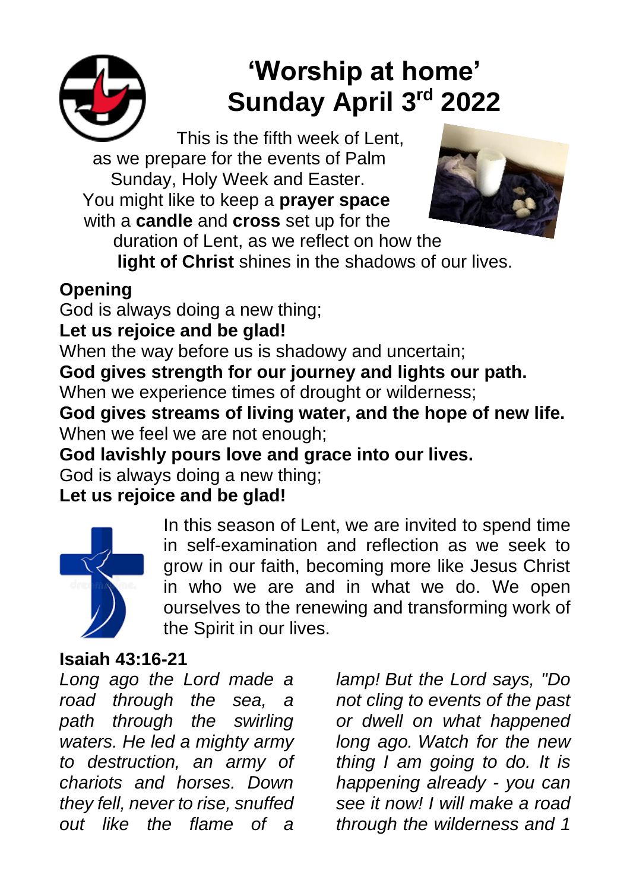# 'Worship at home'
# Sunday April 3rd 2022

This is the fifth week of Lent, as we prepare for the events of Palm Sunday, Holy Week and Easter. You might like to keep a **prayer space** with a **candle** and **cross** set up for the duration of Lent, as we reflect on how the **light of Christ** shines in the shadows of our lives.

## Opening

God is always doing a new thing;
**Let us rejoice and be glad!**
When the way before us is shadowy and uncertain;
**God gives strength for our journey and lights our path.**
When we experience times of drought or wilderness;
**God gives streams of living water, and the hope of new life.**
When we feel we are not enough;
**God lavishly pours love and grace into our lives.**
God is always doing a new thing;
**Let us rejoice and be glad!**

In this season of Lent, we are invited to spend time in self-examination and reflection as we seek to grow in our faith, becoming more like Jesus Christ in who we are and in what we do. We open ourselves to the renewing and transforming work of the Spirit in our lives.

## Isaiah 43:16-21

*Long ago the Lord made a road through the sea, a path through the swirling waters. He led a mighty army to destruction, an army of chariots and horses. Down they fell, never to rise, snuffed out like the flame of a lamp! But the Lord says, "Do not cling to events of the past or dwell on what happened long ago. Watch for the new thing I am going to do. It is happening already - you can see it now! I will make a road through the wilderness and 1*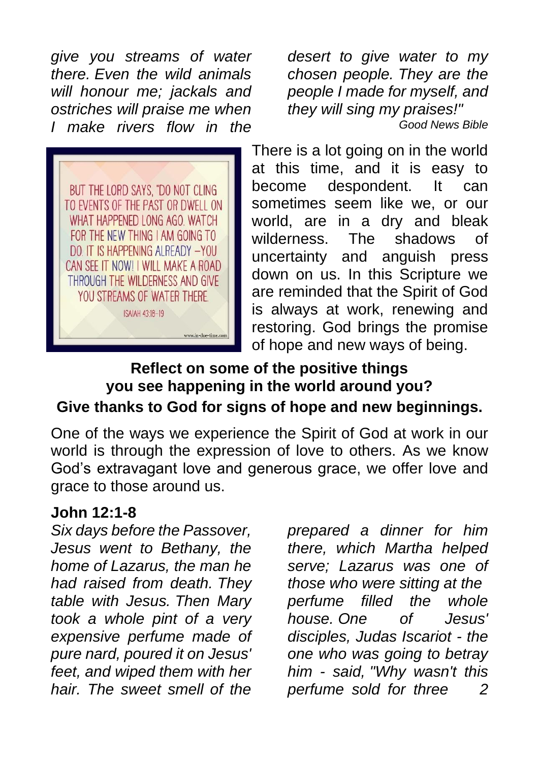*give you streams of water there. Even the wild animals will honour me; jackals and ostriches will praise me when I make rivers flow in the desert to give water to my chosen people. They are the people I made for myself, and they will sing my praises!"*

*Good News Bible*

BUT THE LORD SAYS, "DO NOT CLING TO EVENTS OF THE PAST OR DWELL ON WHAT HAPPENED LONG AGO. WATCH FOR THE NEW THING I AM GOING TO DO. IT IS HAPPENING ALREADY –YOU CAN SEE IT NOW! I WILL MAKE A ROAD THROUGH THE WILDERNESS AND GIVE YOU STREAMS OF WATER THERE.

ISAIAH 43:18–19

www.in-due-time.com

There is a lot going on in the world at this time, and it is easy to become despondent. It can sometimes seem like we, or our world, are in a dry and bleak wilderness. The shadows of uncertainty and anguish press down on us. In this Scripture we are reminded that the Spirit of God is always at work, renewing and restoring. God brings the promise of hope and new ways of being.

**Reflect on some of the positive things you see happening in the world around you?**

**Give thanks to God for signs of hope and new beginnings.**

One of the ways we experience the Spirit of God at work in our world is through the expression of love to others. As we know God's extravagant love and generous grace, we offer love and grace to those around us.

**John 12:1-8**

*Six days before the Passover, Jesus went to Bethany, the home of Lazarus, the man he had raised from death. They prepared a dinner for him there, which Martha helped serve; Lazarus was one of those who were sitting at the table with Jesus. Then Mary took a whole pint of a very expensive perfume made of pure nard, poured it on Jesus' feet, and wiped them with her hair. The sweet smell of the perfume filled the whole house. One of Jesus' disciples, Judas Iscariot - the one who was going to betray him - said, "Why wasn't this perfume sold for three*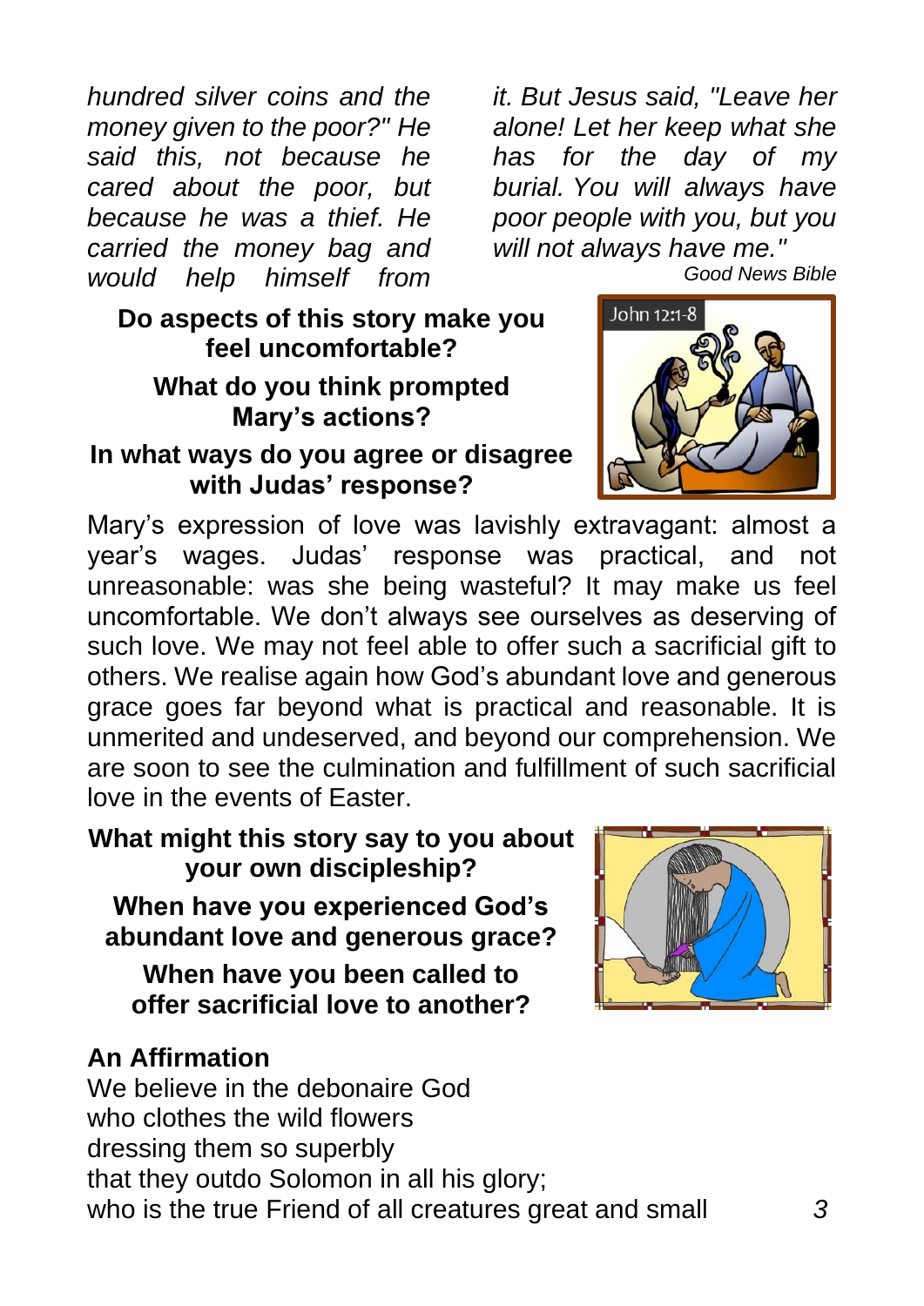*hundred silver coins and the money given to the poor?" He said this, not because he cared about the poor, but because he was a thief. He carried the money bag and would help himself from it. But Jesus said, "Leave her alone! Let her keep what she has for the day of my burial. You will always have poor people with you, but you will not always have me."*

Good News Bible

**Do aspects of this story make you feel uncomfortable?**

**What do you think prompted Mary's actions?**

**In what ways do you agree or disagree with Judas' response?**

Mary's expression of love was lavishly extravagant: almost a year's wages. Judas' response was practical, and not unreasonable: was she being wasteful? It may make us feel uncomfortable. We don't always see ourselves as deserving of such love. We may not feel able to offer such a sacrificial gift to others. We realise again how God's abundant love and generous grace goes far beyond what is practical and reasonable. It is unmerited and undeserved, and beyond our comprehension. We are soon to see the culmination and fulfillment of such sacrificial love in the events of Easter.

**What might this story say to you about your own discipleship?**

**When have you experienced God's abundant love and generous grace?**

**When have you been called to offer sacrificial love to another?**

## An Affirmation

We believe in the debonaire God
who clothes the wild flowers
dressing them so superbly
that they outdo Solomon in all his glory;
who is the true Friend of all creatures great and small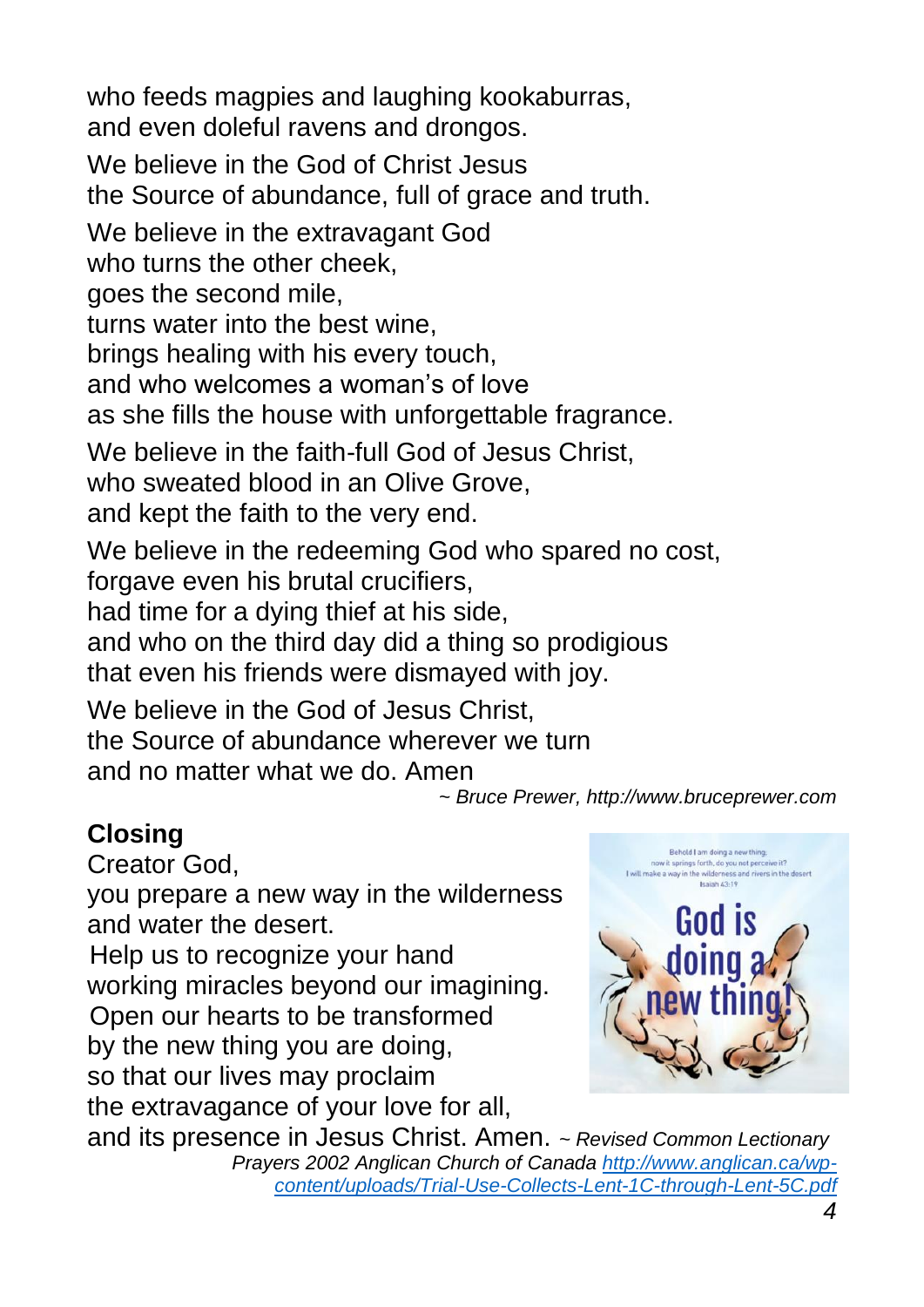who feeds magpies and laughing kookaburras,
and even doleful ravens and drongos.

We believe in the God of Christ Jesus
the Source of abundance, full of grace and truth.

We believe in the extravagant God
who turns the other cheek,
goes the second mile,
turns water into the best wine,
brings healing with his every touch,
and who welcomes a woman's of love
as she fills the house with unforgettable fragrance.

We believe in the faith-full God of Jesus Christ,
who sweated blood in an Olive Grove,
and kept the faith to the very end.

We believe in the redeeming God who spared no cost,
forgave even his brutal crucifiers,
had time for a dying thief at his side,
and who on the third day did a thing so prodigious
that even his friends were dismayed with joy.

We believe in the God of Jesus Christ,
the Source of abundance wherever we turn
and no matter what we do. Amen

*~ Bruce Prewer, http://www.bruceprewer.com*

**Closing**

Creator God,
you prepare a new way in the wilderness
and water the desert.
Help us to recognize your hand
working miracles beyond our imagining.
Open our hearts to be transformed
by the new thing you are doing,
so that our lives may proclaim
the extravagance of your love for all,
and its presence in Jesus Christ. Amen. *~ Revised Common Lectionary Prayers 2002 Anglican Church of Canada [http://www.anglican.ca/wp-content/uploads/Trial-Use-Collects-Lent-1C-through-Lent-5C.pdf](http://www.anglican.ca/wp-content/uploads/Trial-Use-Collects-Lent-1C-through-Lent-5C.pdf)*